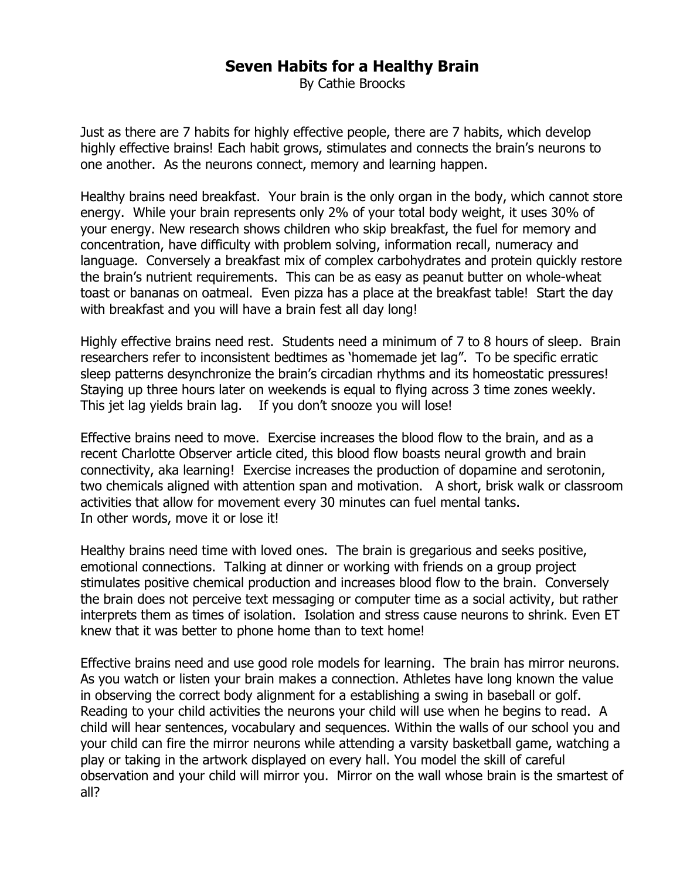# Seven Habits for a Healthy Brain

By Cathie Broocks

Just as there are 7 habits for highly effective people, there are 7 habits, which develop highly effective brains! Each habit grows, stimulates and connects the brain's neurons to one another. As the neurons connect, memory and learning happen.

Healthy brains need breakfast. Your brain is the only organ in the body, which cannot store energy. While your brain represents only 2% of your total body weight, it uses 30% of your energy. New research shows children who skip breakfast, the fuel for memory and concentration, have difficulty with problem solving, information recall, numeracy and language. Conversely a breakfast mix of complex carbohydrates and protein quickly restore the brain's nutrient requirements. This can be as easy as peanut butter on whole-wheat toast or bananas on oatmeal. Even pizza has a place at the breakfast table! Start the day with breakfast and you will have a brain fest all day long!

Highly effective brains need rest. Students need a minimum of 7 to 8 hours of sleep. Brain researchers refer to inconsistent bedtimes as 'homemade jet lag". To be specific erratic sleep patterns desynchronize the brain's circadian rhythms and its homeostatic pressures! Staying up three hours later on weekends is equal to flying across 3 time zones weekly. This jet lag yields brain lag. If you don't snooze you will lose!

Effective brains need to move. Exercise increases the blood flow to the brain, and as a recent Charlotte Observer article cited, this blood flow boasts neural growth and brain connectivity, aka learning! Exercise increases the production of dopamine and serotonin, two chemicals aligned with attention span and motivation. A short, brisk walk or classroom activities that allow for movement every 30 minutes can fuel mental tanks.
In other words, move it or lose it!

Healthy brains need time with loved ones. The brain is gregarious and seeks positive, emotional connections. Talking at dinner or working with friends on a group project stimulates positive chemical production and increases blood flow to the brain. Conversely the brain does not perceive text messaging or computer time as a social activity, but rather interprets them as times of isolation. Isolation and stress cause neurons to shrink. Even ET knew that it was better to phone home than to text home!

Effective brains need and use good role models for learning. The brain has mirror neurons. As you watch or listen your brain makes a connection. Athletes have long known the value in observing the correct body alignment for a establishing a swing in baseball or golf. Reading to your child activities the neurons your child will use when he begins to read. A child will hear sentences, vocabulary and sequences. Within the walls of our school you and your child can fire the mirror neurons while attending a varsity basketball game, watching a play or taking in the artwork displayed on every hall. You model the skill of careful observation and your child will mirror you. Mirror on the wall whose brain is the smartest of all?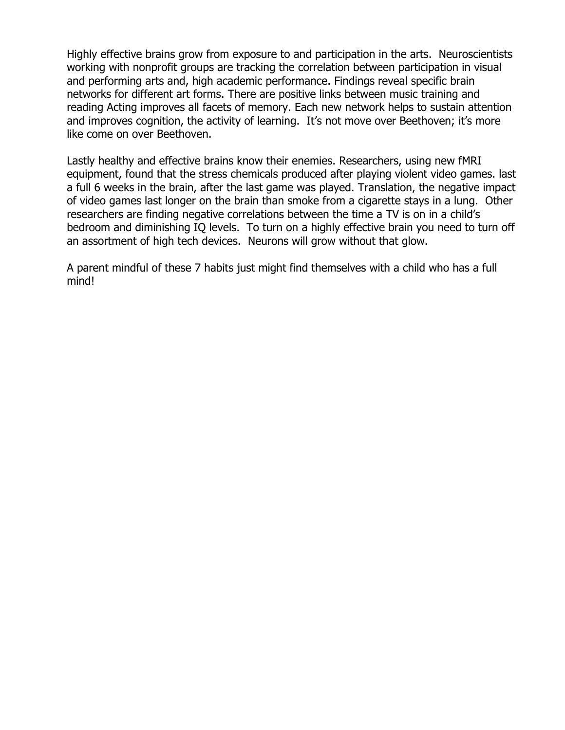Highly effective brains grow from exposure to and participation in the arts.  Neuroscientists working with nonprofit groups are tracking the correlation between participation in visual and performing arts and, high academic performance. Findings reveal specific brain networks for different art forms. There are positive links between music training and reading Acting improves all facets of memory. Each new network helps to sustain attention and improves cognition, the activity of learning.  It's not move over Beethoven; it's more like come on over Beethoven.

Lastly healthy and effective brains know their enemies. Researchers, using new fMRI equipment, found that the stress chemicals produced after playing violent video games. last a full 6 weeks in the brain, after the last game was played. Translation, the negative impact of video games last longer on the brain than smoke from a cigarette stays in a lung.  Other researchers are finding negative correlations between the time a TV is on in a child's bedroom and diminishing IQ levels.  To turn on a highly effective brain you need to turn off an assortment of high tech devices.  Neurons will grow without that glow.

A parent mindful of these 7 habits just might find themselves with a child who has a full mind!